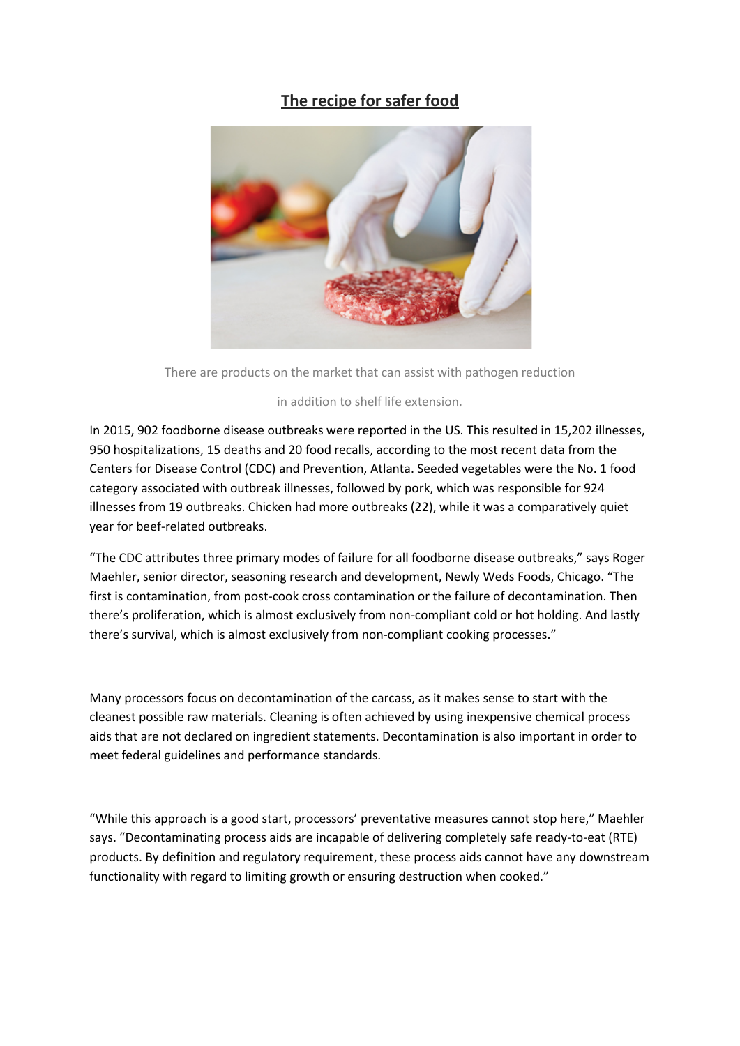# The recipe for safer food

There are products on the market that can assist with pathogen reduction

in addition to shelf life extension.

In 2015, 902 foodborne disease outbreaks were reported in the US. This resulted in 15,202 illnesses, 950 hospitalizations, 15 deaths and 20 food recalls, according to the most recent data from the Centers for Disease Control (CDC) and Prevention, Atlanta. Seeded vegetables were the No. 1 food category associated with outbreak illnesses, followed by pork, which was responsible for 924 illnesses from 19 outbreaks. Chicken had more outbreaks (22), while it was a comparatively quiet year for beef-related outbreaks.

"The CDC attributes three primary modes of failure for all foodborne disease outbreaks," says Roger Maehler, senior director, seasoning research and development, Newly Weds Foods, Chicago. "The first is contamination, from post-cook cross contamination or the failure of decontamination. Then there's proliferation, which is almost exclusively from non-compliant cold or hot holding. And lastly there's survival, which is almost exclusively from non-compliant cooking processes."

Many processors focus on decontamination of the carcass, as it makes sense to start with the cleanest possible raw materials. Cleaning is often achieved by using inexpensive chemical process aids that are not declared on ingredient statements. Decontamination is also important in order to meet federal guidelines and performance standards.

"While this approach is a good start, processors' preventative measures cannot stop here," Maehler says. "Decontaminating process aids are incapable of delivering completely safe ready-to-eat (RTE) products. By definition and regulatory requirement, these process aids cannot have any downstream functionality with regard to limiting growth or ensuring destruction when cooked."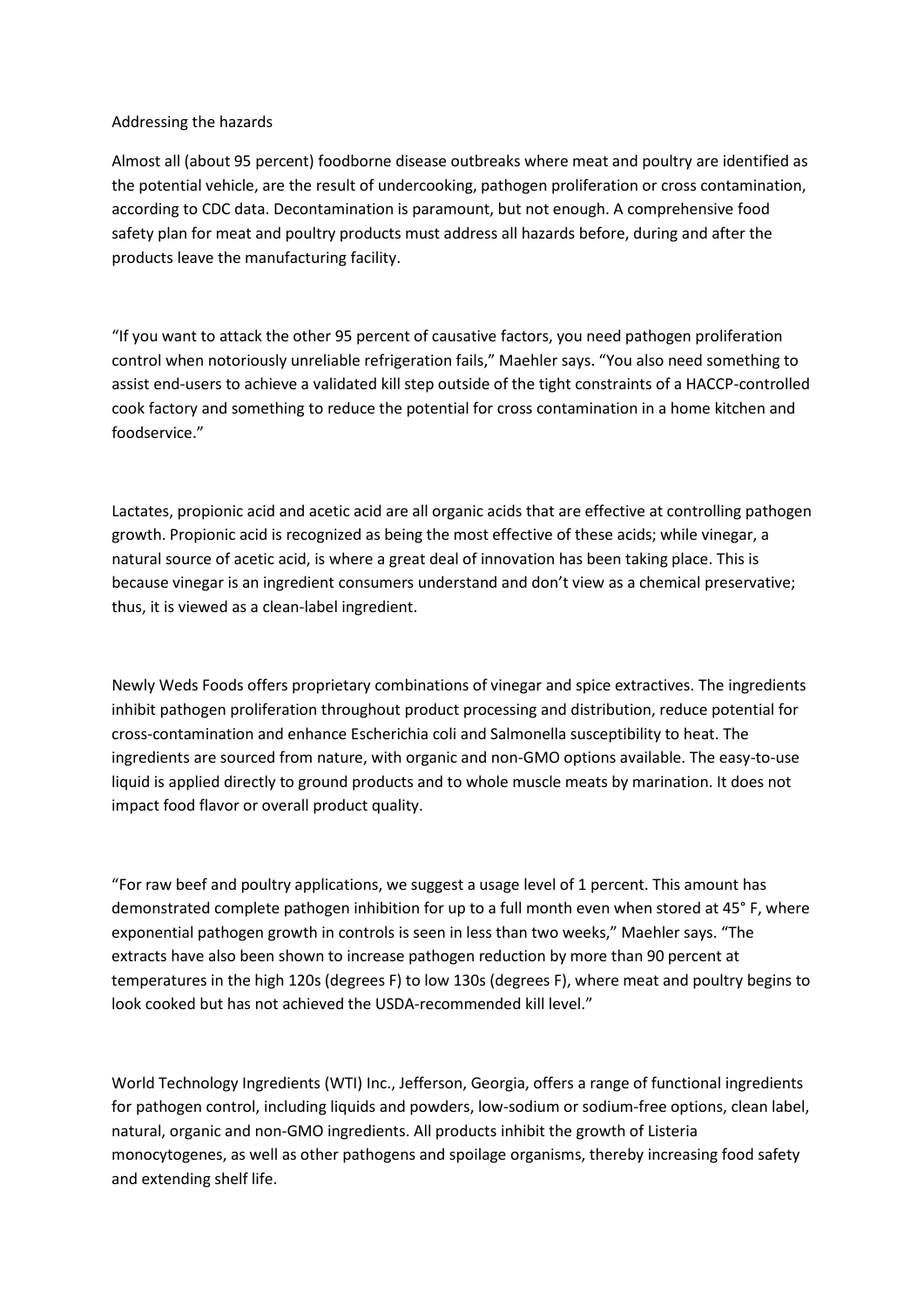## Addressing the hazards

Almost all (about 95 percent) foodborne disease outbreaks where meat and poultry are identified as the potential vehicle, are the result of undercooking, pathogen proliferation or cross contamination, according to CDC data. Decontamination is paramount, but not enough. A comprehensive food safety plan for meat and poultry products must address all hazards before, during and after the products leave the manufacturing facility.

"If you want to attack the other 95 percent of causative factors, you need pathogen proliferation control when notoriously unreliable refrigeration fails," Maehler says. "You also need something to assist end-users to achieve a validated kill step outside of the tight constraints of a HACCP-controlled cook factory and something to reduce the potential for cross contamination in a home kitchen and foodservice."

Lactates, propionic acid and acetic acid are all organic acids that are effective at controlling pathogen growth. Propionic acid is recognized as being the most effective of these acids; while vinegar, a natural source of acetic acid, is where a great deal of innovation has been taking place. This is because vinegar is an ingredient consumers understand and don't view as a chemical preservative; thus, it is viewed as a clean-label ingredient.

Newly Weds Foods offers proprietary combinations of vinegar and spice extractives. The ingredients inhibit pathogen proliferation throughout product processing and distribution, reduce potential for cross-contamination and enhance Escherichia coli and Salmonella susceptibility to heat. The ingredients are sourced from nature, with organic and non-GMO options available. The easy-to-use liquid is applied directly to ground products and to whole muscle meats by marination. It does not impact food flavor or overall product quality.

"For raw beef and poultry applications, we suggest a usage level of 1 percent. This amount has demonstrated complete pathogen inhibition for up to a full month even when stored at 45° F, where exponential pathogen growth in controls is seen in less than two weeks," Maehler says. "The extracts have also been shown to increase pathogen reduction by more than 90 percent at temperatures in the high 120s (degrees F) to low 130s (degrees F), where meat and poultry begins to look cooked but has not achieved the USDA-recommended kill level."

World Technology Ingredients (WTI) Inc., Jefferson, Georgia, offers a range of functional ingredients for pathogen control, including liquids and powders, low-sodium or sodium-free options, clean label, natural, organic and non-GMO ingredients. All products inhibit the growth of Listeria monocytogenes, as well as other pathogens and spoilage organisms, thereby increasing food safety and extending shelf life.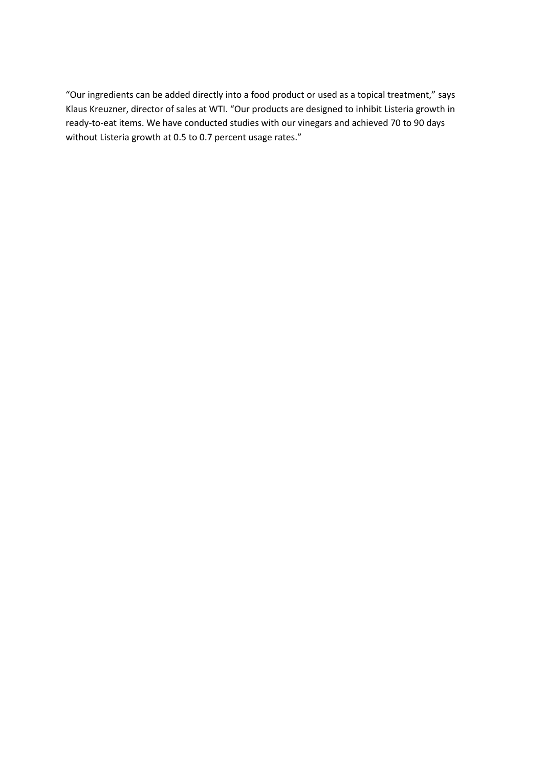"Our ingredients can be added directly into a food product or used as a topical treatment," says Klaus Kreuzner, director of sales at WTI. "Our products are designed to inhibit Listeria growth in ready-to-eat items. We have conducted studies with our vinegars and achieved 70 to 90 days without Listeria growth at 0.5 to 0.7 percent usage rates."